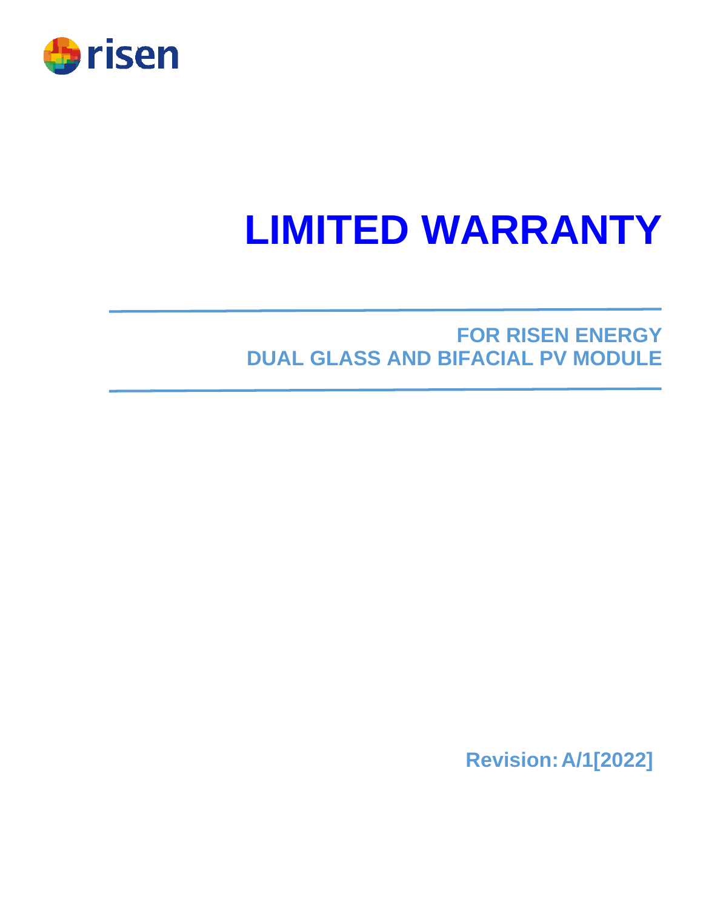risen

# LIMITED WARRANTY

## FOR RISEN ENERGY
## DUAL GLASS AND BIFACIAL PV MODULE

**Revision: A/1[2022]**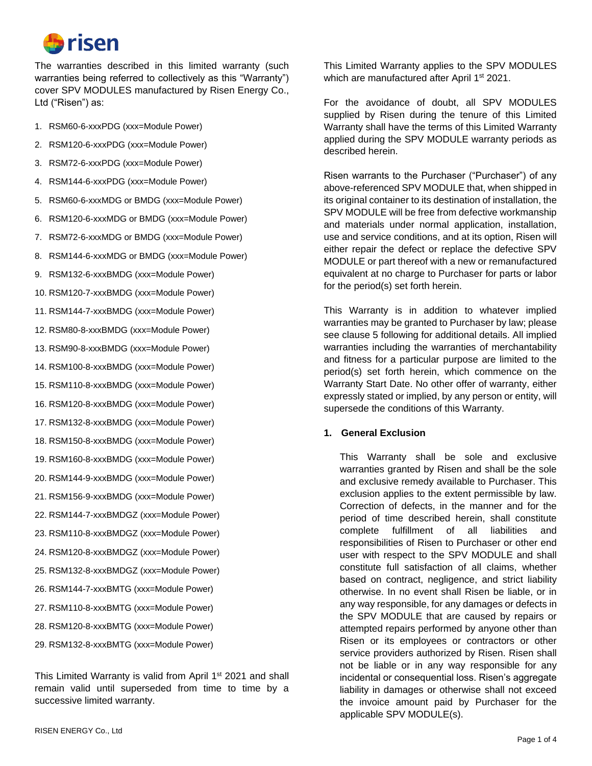The warranties described in this limited warranty (such warranties being referred to collectively as this "Warranty") cover SPV MODULES manufactured by Risen Energy Co., Ltd ("Risen") as:

1. RSM60-6-xxxPDG (xxx=Module Power)
2. RSM120-6-xxxPDG (xxx=Module Power)
3. RSM72-6-xxxPDG (xxx=Module Power)
4. RSM144-6-xxxPDG (xxx=Module Power)
5. RSM60-6-xxxMDG or BMDG (xxx=Module Power)
6. RSM120-6-xxxMDG or BMDG (xxx=Module Power)
7. RSM72-6-xxxMDG or BMDG (xxx=Module Power)
8. RSM144-6-xxxMDG or BMDG (xxx=Module Power)
9. RSM132-6-xxxBMDG (xxx=Module Power)
10. RSM120-7-xxxBMDG (xxx=Module Power)
11. RSM144-7-xxxBMDG (xxx=Module Power)
12. RSM80-8-xxxBMDG (xxx=Module Power)
13. RSM90-8-xxxBMDG (xxx=Module Power)
14. RSM100-8-xxxBMDG (xxx=Module Power)
15. RSM110-8-xxxBMDG (xxx=Module Power)
16. RSM120-8-xxxBMDG (xxx=Module Power)
17. RSM132-8-xxxBMDG (xxx=Module Power)
18. RSM150-8-xxxBMDG (xxx=Module Power)
19. RSM160-8-xxxBMDG (xxx=Module Power)
20. RSM144-9-xxxBMDG (xxx=Module Power)
21. RSM156-9-xxxBMDG (xxx=Module Power)
22. RSM144-7-xxxBMDGZ (xxx=Module Power)
23. RSM110-8-xxxBMDGZ (xxx=Module Power)
24. RSM120-8-xxxBMDGZ (xxx=Module Power)
25. RSM132-8-xxxBMDGZ (xxx=Module Power)
26. RSM144-7-xxxBMTG (xxx=Module Power)
27. RSM110-8-xxxBMTG (xxx=Module Power)
28. RSM120-8-xxxBMTG (xxx=Module Power)
29. RSM132-8-xxxBMTG (xxx=Module Power)

This Limited Warranty is valid from April 1st 2021 and shall remain valid until superseded from time to time by a successive limited warranty.

This Limited Warranty applies to the SPV MODULES which are manufactured after April 1st 2021.

For the avoidance of doubt, all SPV MODULES supplied by Risen during the tenure of this Limited Warranty shall have the terms of this Limited Warranty applied during the SPV MODULE warranty periods as described herein.

Risen warrants to the Purchaser ("Purchaser") of any above-referenced SPV MODULE that, when shipped in its original container to its destination of installation, the SPV MODULE will be free from defective workmanship and materials under normal application, installation, use and service conditions, and at its option, Risen will either repair the defect or replace the defective SPV MODULE or part thereof with a new or remanufactured equivalent at no charge to Purchaser for parts or labor for the period(s) set forth herein.

This Warranty is in addition to whatever implied warranties may be granted to Purchaser by law; please see clause 5 following for additional details. All implied warranties including the warranties of merchantability and fitness for a particular purpose are limited to the period(s) set forth herein, which commence on the Warranty Start Date. No other offer of warranty, either expressly stated or implied, by any person or entity, will supersede the conditions of this Warranty.

## 1. General Exclusion

This Warranty shall be sole and exclusive warranties granted by Risen and shall be the sole and exclusive remedy available to Purchaser. This exclusion applies to the extent permissible by law. Correction of defects, in the manner and for the period of time described herein, shall constitute complete fulfillment of all liabilities and responsibilities of Risen to Purchaser or other end user with respect to the SPV MODULE and shall constitute full satisfaction of all claims, whether based on contract, negligence, and strict liability otherwise. In no event shall Risen be liable, or in any way responsible, for any damages or defects in the SPV MODULE that are caused by repairs or attempted repairs performed by anyone other than Risen or its employees or contractors or other service providers authorized by Risen. Risen shall not be liable or in any way responsible for any incidental or consequential loss. Risen's aggregate liability in damages or otherwise shall not exceed the invoice amount paid by Purchaser for the applicable SPV MODULE(s).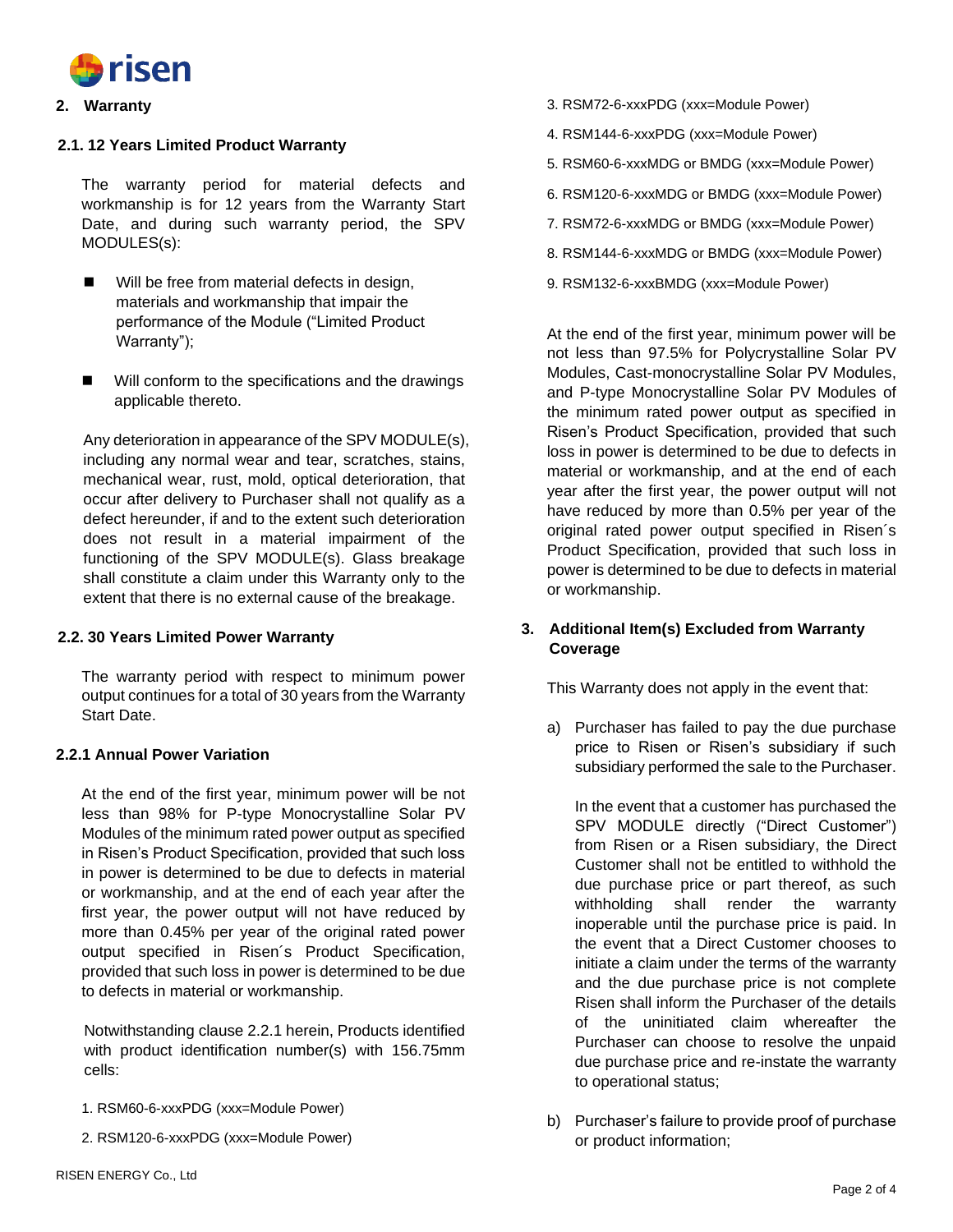## 2. Warranty

### 2.1. 12 Years Limited Product Warranty

The warranty period for material defects and workmanship is for 12 years from the Warranty Start Date, and during such warranty period, the SPV MODULES(s):

- Will be free from material defects in design, materials and workmanship that impair the performance of the Module ("Limited Product Warranty");
- Will conform to the specifications and the drawings applicable thereto.

Any deterioration in appearance of the SPV MODULE(s), including any normal wear and tear, scratches, stains, mechanical wear, rust, mold, optical deterioration, that occur after delivery to Purchaser shall not qualify as a defect hereunder, if and to the extent such deterioration does not result in a material impairment of the functioning of the SPV MODULE(s). Glass breakage shall constitute a claim under this Warranty only to the extent that there is no external cause of the breakage.

### 2.2. 30 Years Limited Power Warranty

The warranty period with respect to minimum power output continues for a total of 30 years from the Warranty Start Date.

#### 2.2.1 Annual Power Variation

At the end of the first year, minimum power will be not less than 98% for P-type Monocrystalline Solar PV Modules of the minimum rated power output as specified in Risen's Product Specification, provided that such loss in power is determined to be due to defects in material or workmanship, and at the end of each year after the first year, the power output will not have reduced by more than 0.45% per year of the original rated power output specified in Risen´s Product Specification, provided that such loss in power is determined to be due to defects in material or workmanship.

Notwithstanding clause 2.2.1 herein, Products identified with product identification number(s) with 156.75mm cells:

1. RSM60-6-xxxPDG (xxx=Module Power)
2. RSM120-6-xxxPDG (xxx=Module Power)
3. RSM72-6-xxxPDG (xxx=Module Power)
4. RSM144-6-xxxPDG (xxx=Module Power)
5. RSM60-6-xxxMDG or BMDG (xxx=Module Power)
6. RSM120-6-xxxMDG or BMDG (xxx=Module Power)
7. RSM72-6-xxxMDG or BMDG (xxx=Module Power)
8. RSM144-6-xxxMDG or BMDG (xxx=Module Power)
9. RSM132-6-xxxBMDG (xxx=Module Power)

At the end of the first year, minimum power will be not less than 97.5% for Polycrystalline Solar PV Modules, Cast-monocrystalline Solar PV Modules, and P-type Monocrystalline Solar PV Modules of the minimum rated power output as specified in Risen's Product Specification, provided that such loss in power is determined to be due to defects in material or workmanship, and at the end of each year after the first year, the power output will not have reduced by more than 0.5% per year of the original rated power output specified in Risen´s Product Specification, provided that such loss in power is determined to be due to defects in material or workmanship.

## 3. Additional Item(s) Excluded from Warranty Coverage

This Warranty does not apply in the event that:

a) Purchaser has failed to pay the due purchase price to Risen or Risen's subsidiary if such subsidiary performed the sale to the Purchaser.

   In the event that a customer has purchased the SPV MODULE directly ("Direct Customer") from Risen or a Risen subsidiary, the Direct Customer shall not be entitled to withhold the due purchase price or part thereof, as such withholding shall render the warranty inoperable until the purchase price is paid. In the event that a Direct Customer chooses to initiate a claim under the terms of the warranty and the due purchase price is not complete Risen shall inform the Purchaser of the details of the uninitiated claim whereafter the Purchaser can choose to resolve the unpaid due purchase price and re-instate the warranty to operational status;

b) Purchaser's failure to provide proof of purchase or product information;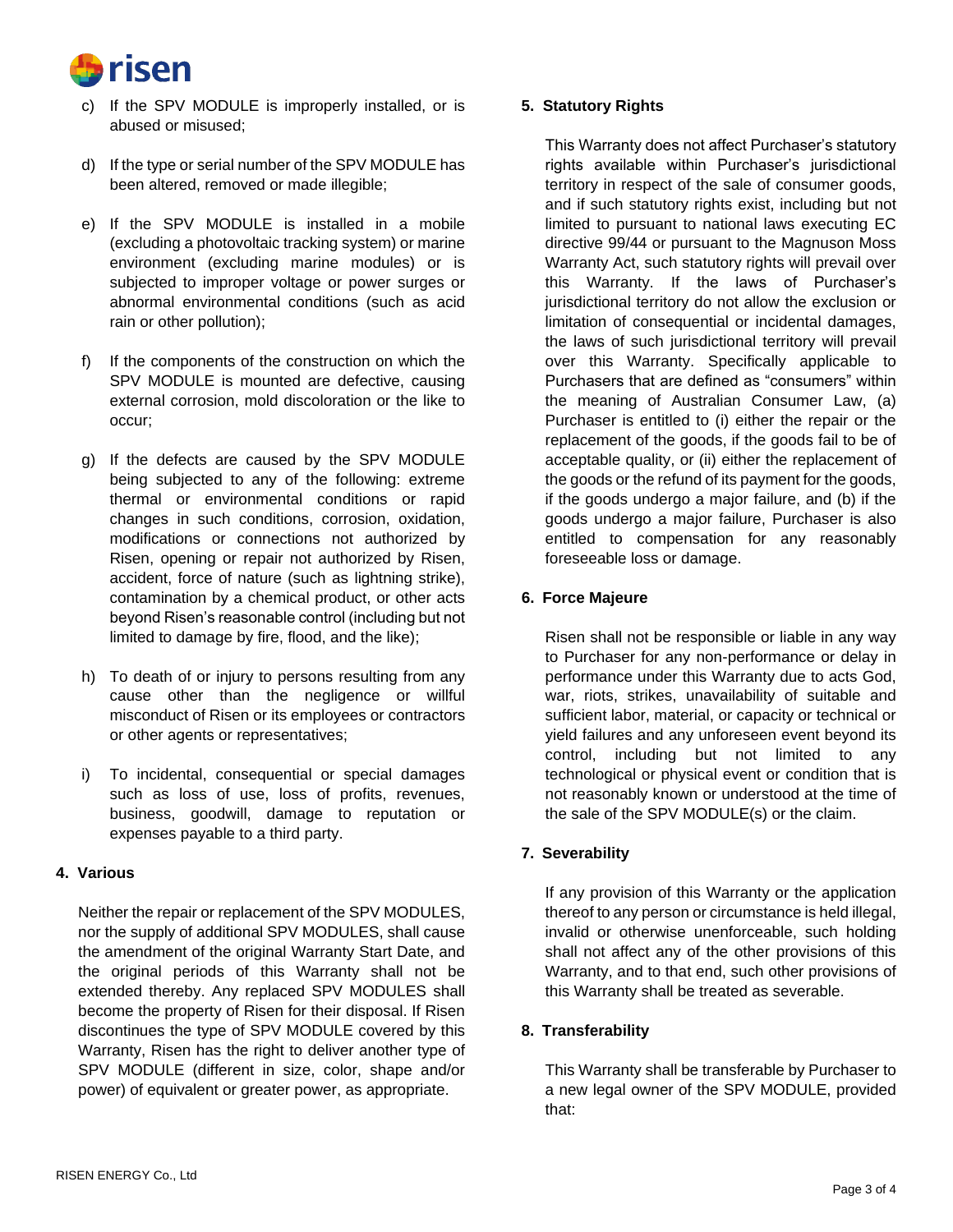c) If the SPV MODULE is improperly installed, or is abused or misused;

d) If the type or serial number of the SPV MODULE has been altered, removed or made illegible;

e) If the SPV MODULE is installed in a mobile (excluding a photovoltaic tracking system) or marine environment (excluding marine modules) or is subjected to improper voltage or power surges or abnormal environmental conditions (such as acid rain or other pollution);

f) If the components of the construction on which the SPV MODULE is mounted are defective, causing external corrosion, mold discoloration or the like to occur;

g) If the defects are caused by the SPV MODULE being subjected to any of the following: extreme thermal or environmental conditions or rapid changes in such conditions, corrosion, oxidation, modifications or connections not authorized by Risen, opening or repair not authorized by Risen, accident, force of nature (such as lightning strike), contamination by a chemical product, or other acts beyond Risen's reasonable control (including but not limited to damage by fire, flood, and the like);

h) To death of or injury to persons resulting from any cause other than the negligence or willful misconduct of Risen or its employees or contractors or other agents or representatives;

i) To incidental, consequential or special damages such as loss of use, loss of profits, revenues, business, goodwill, damage to reputation or expenses payable to a third party.

## 4. Various

Neither the repair or replacement of the SPV MODULES, nor the supply of additional SPV MODULES, shall cause the amendment of the original Warranty Start Date, and the original periods of this Warranty shall not be extended thereby. Any replaced SPV MODULES shall become the property of Risen for their disposal. If Risen discontinues the type of SPV MODULE covered by this Warranty, Risen has the right to deliver another type of SPV MODULE (different in size, color, shape and/or power) of equivalent or greater power, as appropriate.

## 5. Statutory Rights

This Warranty does not affect Purchaser's statutory rights available within Purchaser's jurisdictional territory in respect of the sale of consumer goods, and if such statutory rights exist, including but not limited to pursuant to national laws executing EC directive 99/44 or pursuant to the Magnuson Moss Warranty Act, such statutory rights will prevail over this Warranty. If the laws of Purchaser's jurisdictional territory do not allow the exclusion or limitation of consequential or incidental damages, the laws of such jurisdictional territory will prevail over this Warranty. Specifically applicable to Purchasers that are defined as "consumers" within the meaning of Australian Consumer Law, (a) Purchaser is entitled to (i) either the repair or the replacement of the goods, if the goods fail to be of acceptable quality, or (ii) either the replacement of the goods or the refund of its payment for the goods, if the goods undergo a major failure, and (b) if the goods undergo a major failure, Purchaser is also entitled to compensation for any reasonably foreseeable loss or damage.

## 6. Force Majeure

Risen shall not be responsible or liable in any way to Purchaser for any non-performance or delay in performance under this Warranty due to acts God, war, riots, strikes, unavailability of suitable and sufficient labor, material, or capacity or technical or yield failures and any unforeseen event beyond its control, including but not limited to any technological or physical event or condition that is not reasonably known or understood at the time of the sale of the SPV MODULE(s) or the claim.

## 7. Severability

If any provision of this Warranty or the application thereof to any person or circumstance is held illegal, invalid or otherwise unenforceable, such holding shall not affect any of the other provisions of this Warranty, and to that end, such other provisions of this Warranty shall be treated as severable.

## 8. Transferability

This Warranty shall be transferable by Purchaser to a new legal owner of the SPV MODULE, provided that: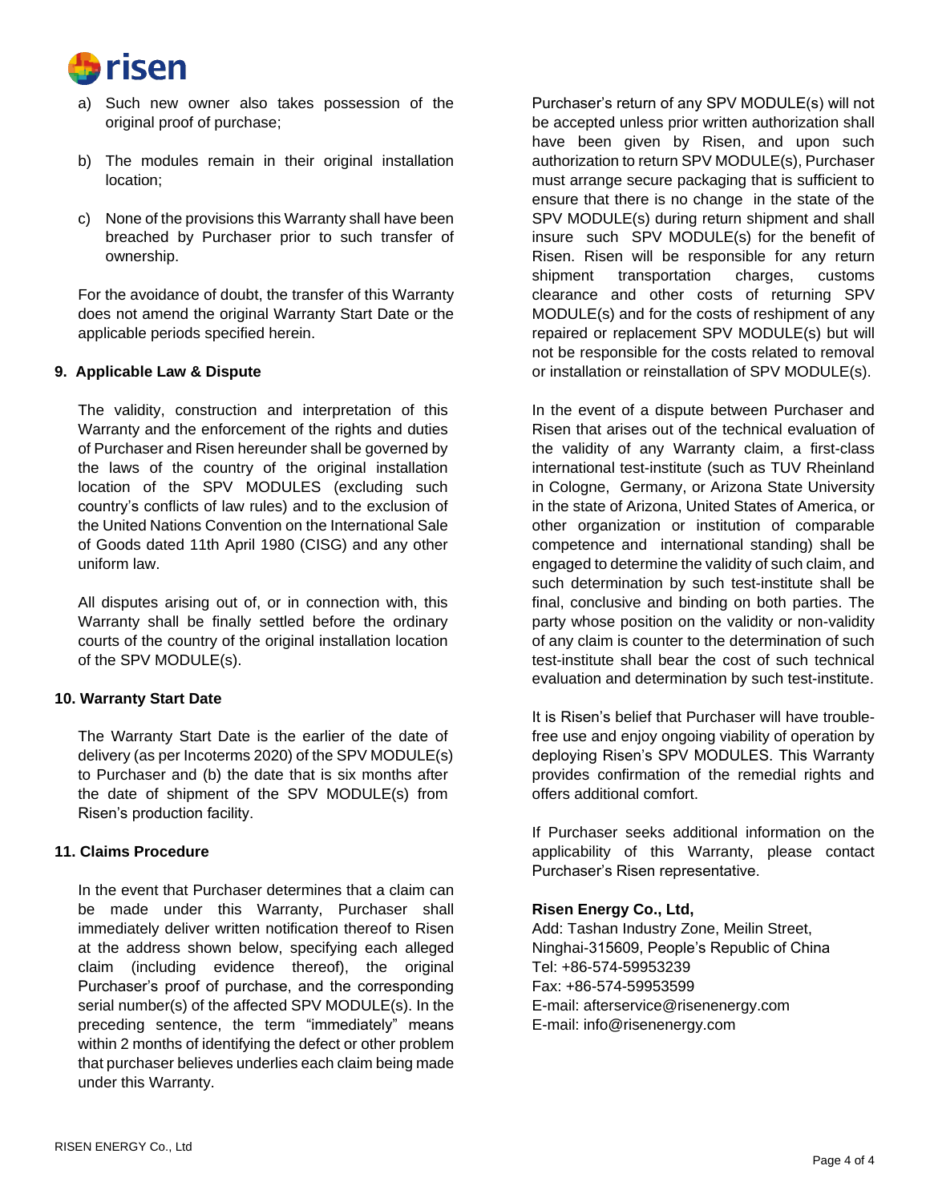a) Such new owner also takes possession of the original proof of purchase;

b) The modules remain in their original installation location;

c) None of the provisions this Warranty shall have been breached by Purchaser prior to such transfer of ownership.

For the avoidance of doubt, the transfer of this Warranty does not amend the original Warranty Start Date or the applicable periods specified herein.

**9. Applicable Law & Dispute**

The validity, construction and interpretation of this Warranty and the enforcement of the rights and duties of Purchaser and Risen hereunder shall be governed by the laws of the country of the original installation location of the SPV MODULES (excluding such country's conflicts of law rules) and to the exclusion of the United Nations Convention on the International Sale of Goods dated 11th April 1980 (CISG) and any other uniform law.

All disputes arising out of, or in connection with, this Warranty shall be finally settled before the ordinary courts of the country of the original installation location of the SPV MODULE(s).

**10. Warranty Start Date**

The Warranty Start Date is the earlier of the date of delivery (as per Incoterms 2020) of the SPV MODULE(s) to Purchaser and (b) the date that is six months after the date of shipment of the SPV MODULE(s) from Risen's production facility.

**11. Claims Procedure**

In the event that Purchaser determines that a claim can be made under this Warranty, Purchaser shall immediately deliver written notification thereof to Risen at the address shown below, specifying each alleged claim (including evidence thereof), the original Purchaser's proof of purchase, and the corresponding serial number(s) of the affected SPV MODULE(s). In the preceding sentence, the term "immediately" means within 2 months of identifying the defect or other problem that purchaser believes underlies each claim being made under this Warranty.

Purchaser's return of any SPV MODULE(s) will not be accepted unless prior written authorization shall have been given by Risen, and upon such authorization to return SPV MODULE(s), Purchaser must arrange secure packaging that is sufficient to ensure that there is no change in the state of the SPV MODULE(s) during return shipment and shall insure such SPV MODULE(s) for the benefit of Risen. Risen will be responsible for any return shipment transportation charges, customs clearance and other costs of returning SPV MODULE(s) and for the costs of reshipment of any repaired or replacement SPV MODULE(s) but will not be responsible for the costs related to removal or installation or reinstallation of SPV MODULE(s).

In the event of a dispute between Purchaser and Risen that arises out of the technical evaluation of the validity of any Warranty claim, a first-class international test-institute (such as TUV Rheinland in Cologne, Germany, or Arizona State University in the state of Arizona, United States of America, or other organization or institution of comparable competence and international standing) shall be engaged to determine the validity of such claim, and such determination by such test-institute shall be final, conclusive and binding on both parties. The party whose position on the validity or non-validity of any claim is counter to the determination of such test-institute shall bear the cost of such technical evaluation and determination by such test-institute.

It is Risen's belief that Purchaser will have trouble-free use and enjoy ongoing viability of operation by deploying Risen's SPV MODULES. This Warranty provides confirmation of the remedial rights and offers additional comfort.

If Purchaser seeks additional information on the applicability of this Warranty, please contact Purchaser's Risen representative.

**Risen Energy Co., Ltd,**
Add: Tashan Industry Zone, Meilin Street,
Ninghai-315609, People's Republic of China
Tel: +86-574-59953239
Fax: +86-574-59953599
E-mail: afterservice@risenenergy.com
E-mail: info@risenenergy.com